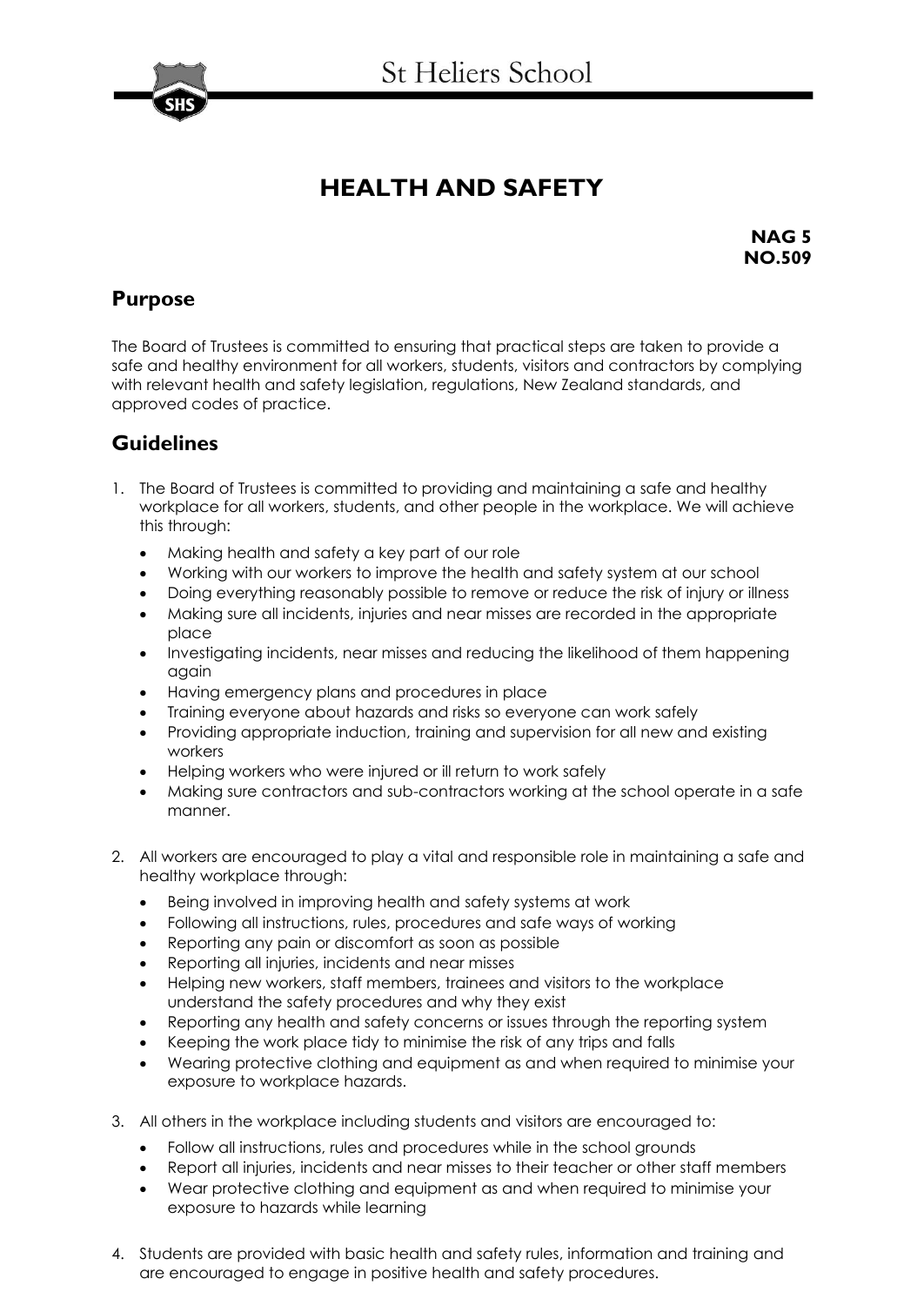# St Heliers School

## HEALTH AND SAFETY

**NAG 5**
**NO.509**

### Purpose

The Board of Trustees is committed to ensuring that practical steps are taken to provide a safe and healthy environment for all workers, students, visitors and contractors by complying with relevant health and safety legislation, regulations, New Zealand standards, and approved codes of practice.

### Guidelines

1. The Board of Trustees is committed to providing and maintaining a safe and healthy workplace for all workers, students, and other people in the workplace. We will achieve this through:
   - Making health and safety a key part of our role
   - Working with our workers to improve the health and safety system at our school
   - Doing everything reasonably possible to remove or reduce the risk of injury or illness
   - Making sure all incidents, injuries and near misses are recorded in the appropriate place
   - Investigating incidents, near misses and reducing the likelihood of them happening again
   - Having emergency plans and procedures in place
   - Training everyone about hazards and risks so everyone can work safely
   - Providing appropriate induction, training and supervision for all new and existing workers
   - Helping workers who were injured or ill return to work safely
   - Making sure contractors and sub-contractors working at the school operate in a safe manner.

2. All workers are encouraged to play a vital and responsible role in maintaining a safe and healthy workplace through:
   - Being involved in improving health and safety systems at work
   - Following all instructions, rules, procedures and safe ways of working
   - Reporting any pain or discomfort as soon as possible
   - Reporting all injuries, incidents and near misses
   - Helping new workers, staff members, trainees and visitors to the workplace understand the safety procedures and why they exist
   - Reporting any health and safety concerns or issues through the reporting system
   - Keeping the work place tidy to minimise the risk of any trips and falls
   - Wearing protective clothing and equipment as and when required to minimise your exposure to workplace hazards.

3. All others in the workplace including students and visitors are encouraged to:
   - Follow all instructions, rules and procedures while in the school grounds
   - Report all injuries, incidents and near misses to their teacher or other staff members
   - Wear protective clothing and equipment as and when required to minimise your exposure to hazards while learning

4. Students are provided with basic health and safety rules, information and training and are encouraged to engage in positive health and safety procedures.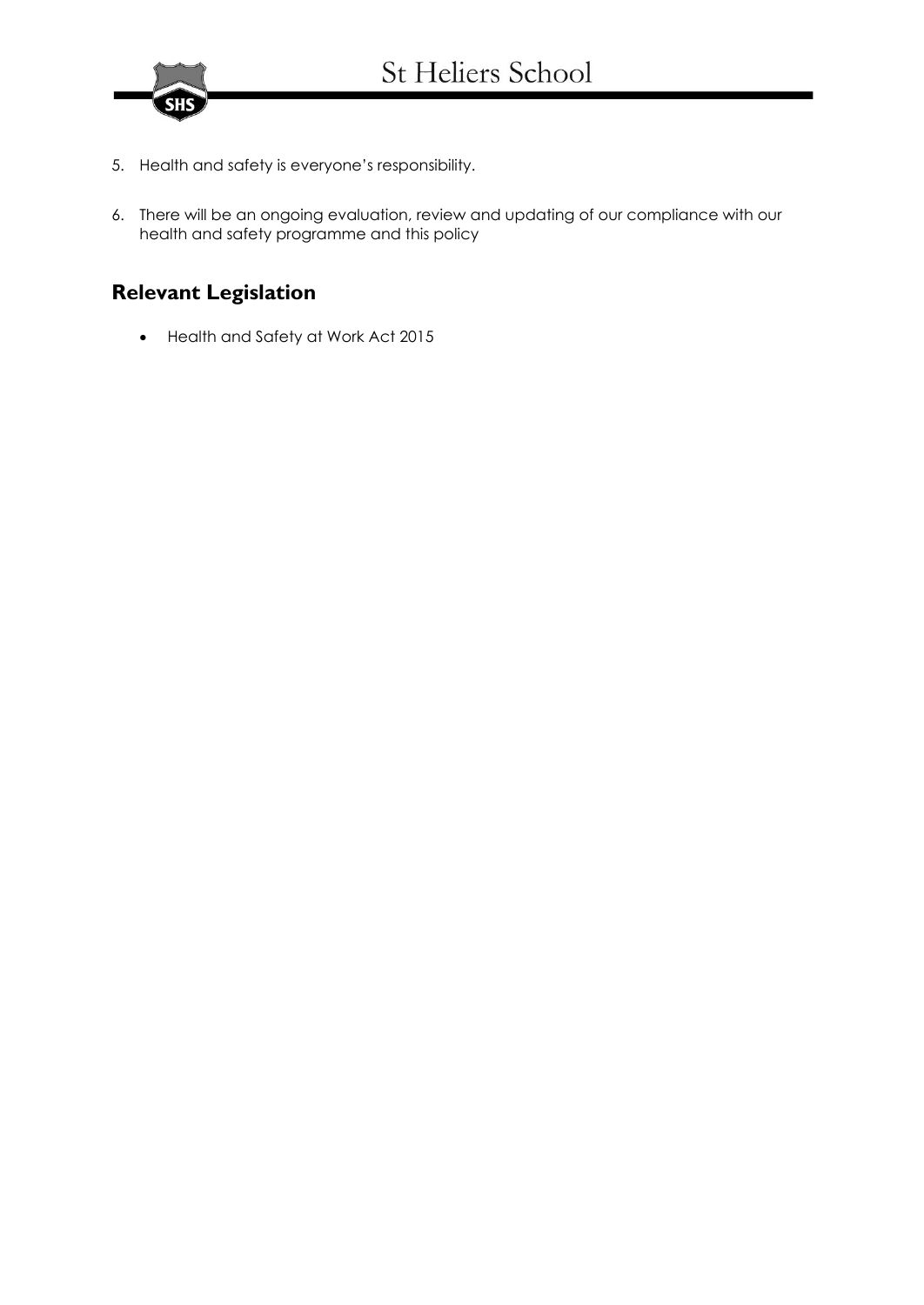5. Health and safety is everyone's responsibility.

6. There will be an ongoing evaluation, review and updating of our compliance with our health and safety programme and this policy

## Relevant Legislation

- Health and Safety at Work Act 2015